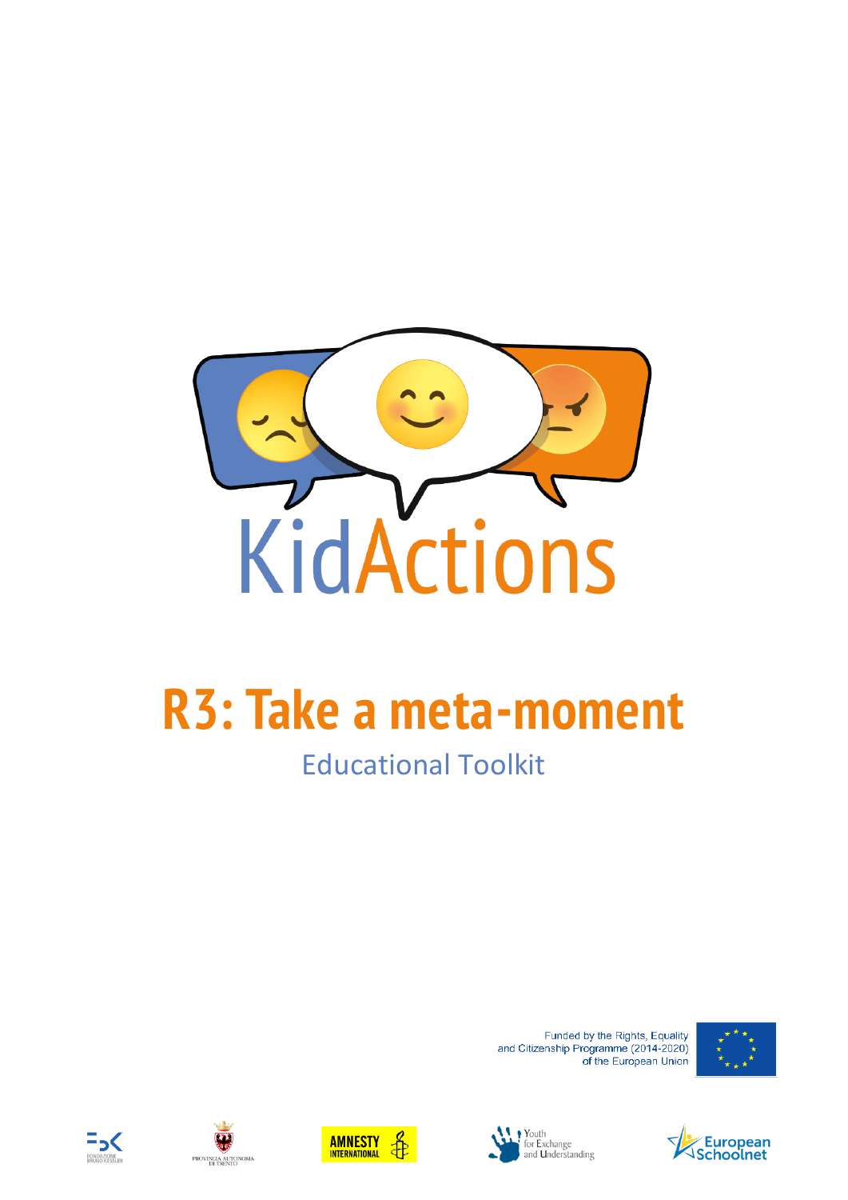KidActions

# R3: Take a meta-moment

## Educational Toolkit

Funded by the Rights, Equality and Citizenship Programme (2014-2020) of the European Union

FONDAZIONE BRUNO KESSLER

PROVINCIA AUTONOMA DI TRENTO

AMNESTY INTERNATIONAL

Youth for Exchange and Understanding

European Schoolnet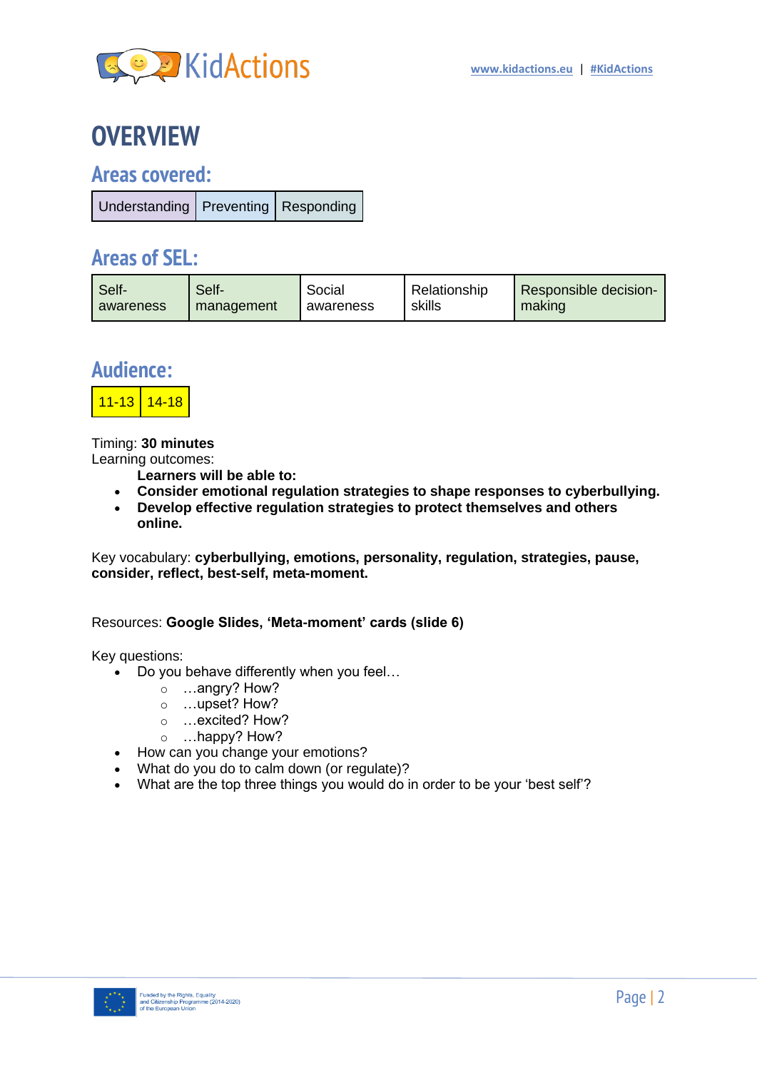# OVERVIEW

## Areas covered:

| Understanding | Preventing | Responding |
|---|---|---|

## Areas of SEL:

| Self-awareness | Self-management | Social awareness | Relationship skills | Responsible decision-making |
|---|---|---|---|---|

## Audience:

| 11-13 | 14-18 |
|---|---|

Timing: **30 minutes**

Learning outcomes:

**Learners will be able to:**

- **Consider emotional regulation strategies to shape responses to cyberbullying.**
- **Develop effective regulation strategies to protect themselves and others online.**

Key vocabulary: **cyberbullying, emotions, personality, regulation, strategies, pause, consider, reflect, best-self, meta-moment.**

Resources: **Google Slides, 'Meta-moment' cards (slide 6)**

Key questions:

- Do you behave differently when you feel…
  - …angry? How?
  - …upset? How?
  - …excited? How?
  - …happy? How?
- How can you change your emotions?
- What do you do to calm down (or regulate)?
- What are the top three things you would do in order to be your 'best self'?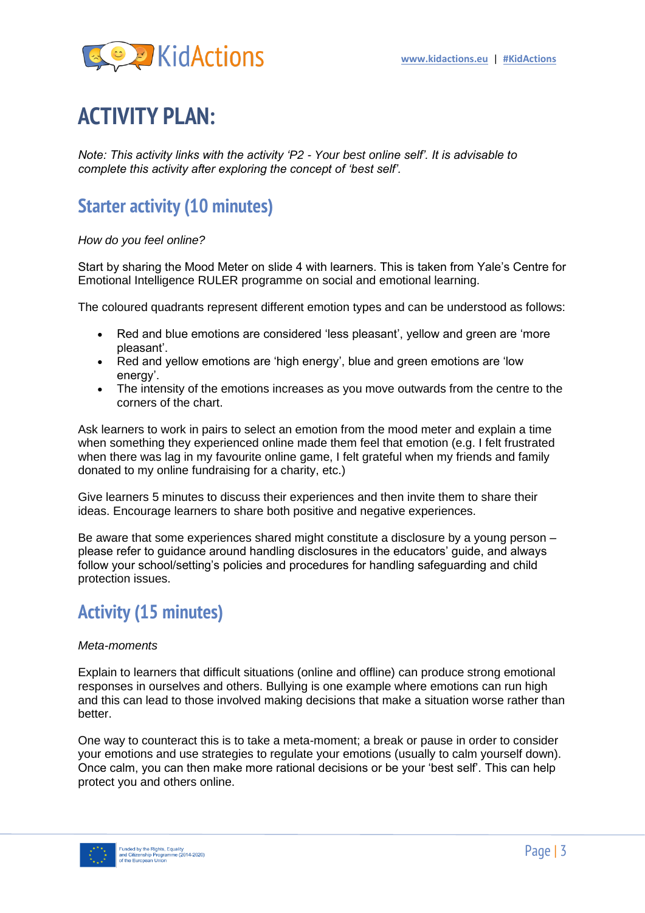# ACTIVITY PLAN:

*Note: This activity links with the activity 'P2 - Your best online self'. It is advisable to complete this activity after exploring the concept of 'best self'.*

## Starter activity (10 minutes)

*How do you feel online?*

Start by sharing the Mood Meter on slide 4 with learners. This is taken from Yale's Centre for Emotional Intelligence RULER programme on social and emotional learning.

The coloured quadrants represent different emotion types and can be understood as follows:

- Red and blue emotions are considered 'less pleasant', yellow and green are 'more pleasant'.
- Red and yellow emotions are 'high energy', blue and green emotions are 'low energy'.
- The intensity of the emotions increases as you move outwards from the centre to the corners of the chart.

Ask learners to work in pairs to select an emotion from the mood meter and explain a time when something they experienced online made them feel that emotion (e.g. I felt frustrated when there was lag in my favourite online game, I felt grateful when my friends and family donated to my online fundraising for a charity, etc.)

Give learners 5 minutes to discuss their experiences and then invite them to share their ideas. Encourage learners to share both positive and negative experiences.

Be aware that some experiences shared might constitute a disclosure by a young person – please refer to guidance around handling disclosures in the educators' guide, and always follow your school/setting's policies and procedures for handling safeguarding and child protection issues.

## Activity (15 minutes)

*Meta-moments*

Explain to learners that difficult situations (online and offline) can produce strong emotional responses in ourselves and others. Bullying is one example where emotions can run high and this can lead to those involved making decisions that make a situation worse rather than better.

One way to counteract this is to take a meta-moment; a break or pause in order to consider your emotions and use strategies to regulate your emotions (usually to calm yourself down). Once calm, you can then make more rational decisions or be your 'best self'. This can help protect you and others online.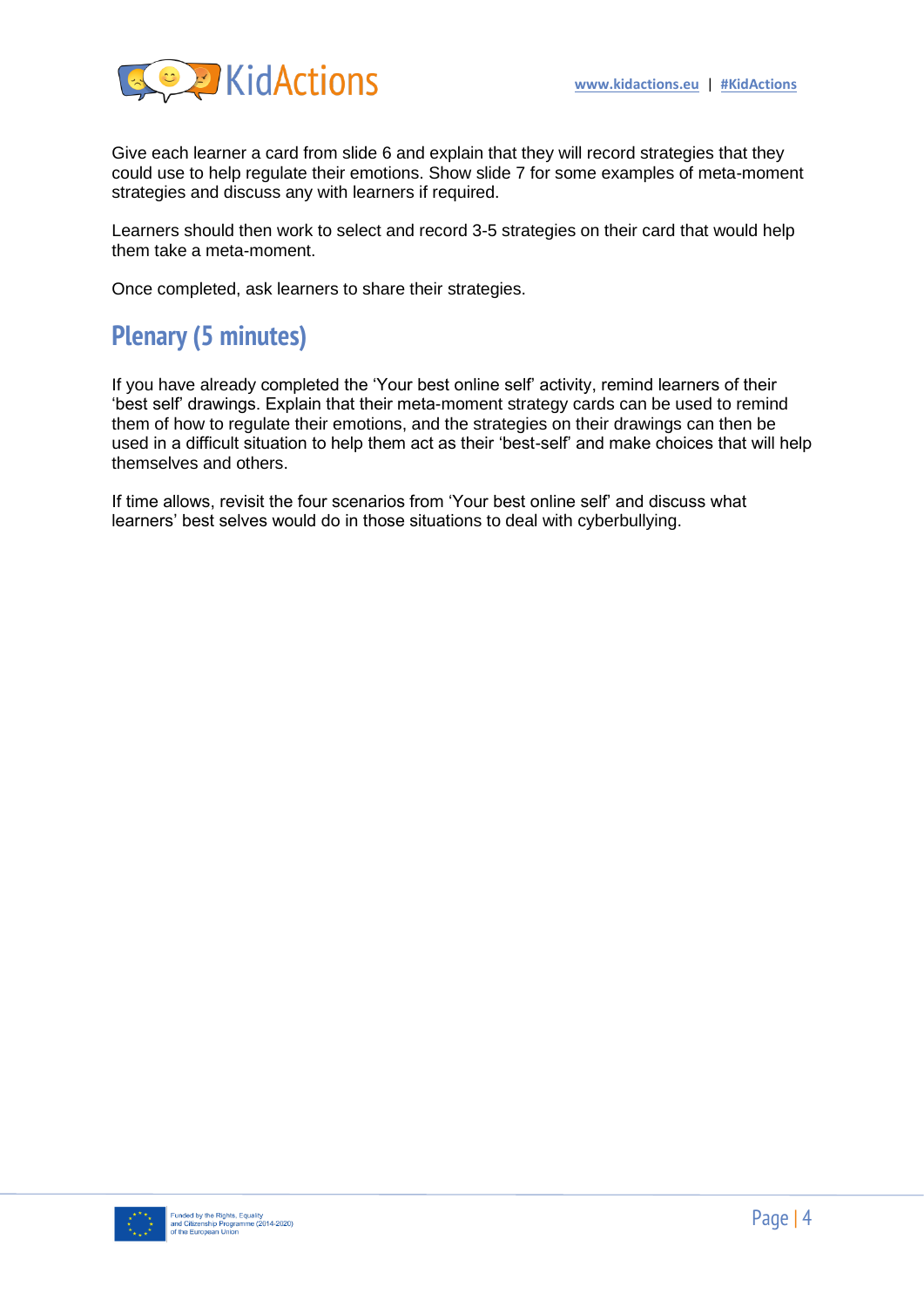Give each learner a card from slide 6 and explain that they will record strategies that they could use to help regulate their emotions. Show slide 7 for some examples of meta-moment strategies and discuss any with learners if required.

Learners should then work to select and record 3-5 strategies on their card that would help them take a meta-moment.

Once completed, ask learners to share their strategies.

## Plenary (5 minutes)

If you have already completed the 'Your best online self' activity, remind learners of their 'best self' drawings. Explain that their meta-moment strategy cards can be used to remind them of how to regulate their emotions, and the strategies on their drawings can then be used in a difficult situation to help them act as their 'best-self' and make choices that will help themselves and others.

If time allows, revisit the four scenarios from 'Your best online self' and discuss what learners' best selves would do in those situations to deal with cyberbullying.